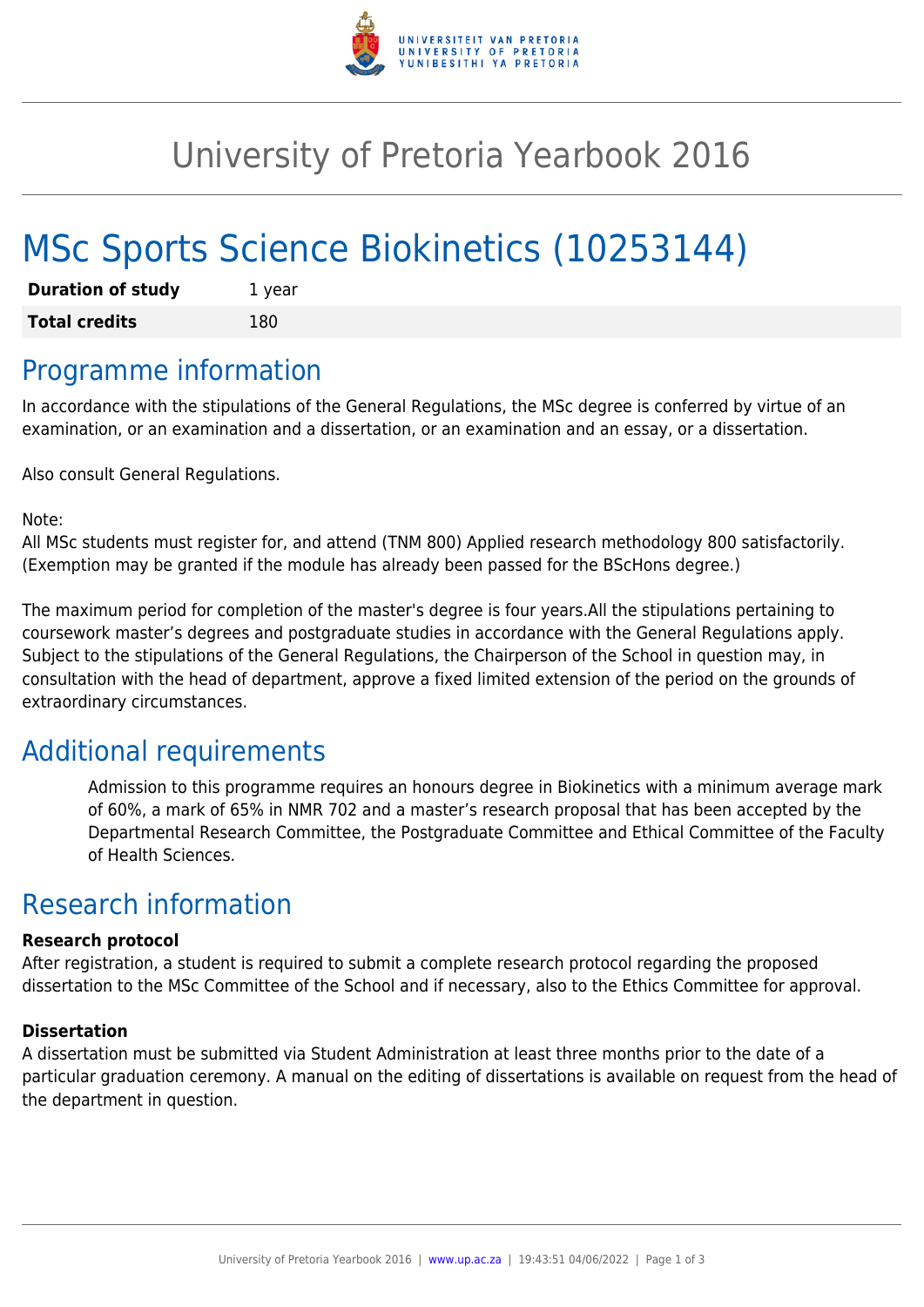# University of Pretoria Yearbook 2016

# MSc Sports Science Biokinetics (10253144)

| **Duration of study** | 1 year |
| --- | --- |
| **Total credits** | 180 |

## Programme information

In accordance with the stipulations of the General Regulations, the MSc degree is conferred by virtue of an examination, or an examination and a dissertation, or an examination and an essay, or a dissertation.

Also consult General Regulations.

Note:
All MSc students must register for, and attend (TNM 800) Applied research methodology 800 satisfactorily. (Exemption may be granted if the module has already been passed for the BScHons degree.)

The maximum period for completion of the master's degree is four years.All the stipulations pertaining to coursework master's degrees and postgraduate studies in accordance with the General Regulations apply. Subject to the stipulations of the General Regulations, the Chairperson of the School in question may, in consultation with the head of department, approve a fixed limited extension of the period on the grounds of extraordinary circumstances.

## Additional requirements

Admission to this programme requires an honours degree in Biokinetics with a minimum average mark of 60%, a mark of 65% in NMR 702 and a master's research proposal that has been accepted by the Departmental Research Committee, the Postgraduate Committee and Ethical Committee of the Faculty of Health Sciences.

## Research information

**Research protocol**
After registration, a student is required to submit a complete research protocol regarding the proposed dissertation to the MSc Committee of the School and if necessary, also to the Ethics Committee for approval.

**Dissertation**
A dissertation must be submitted via Student Administration at least three months prior to the date of a particular graduation ceremony. A manual on the editing of dissertations is available on request from the head of the department in question.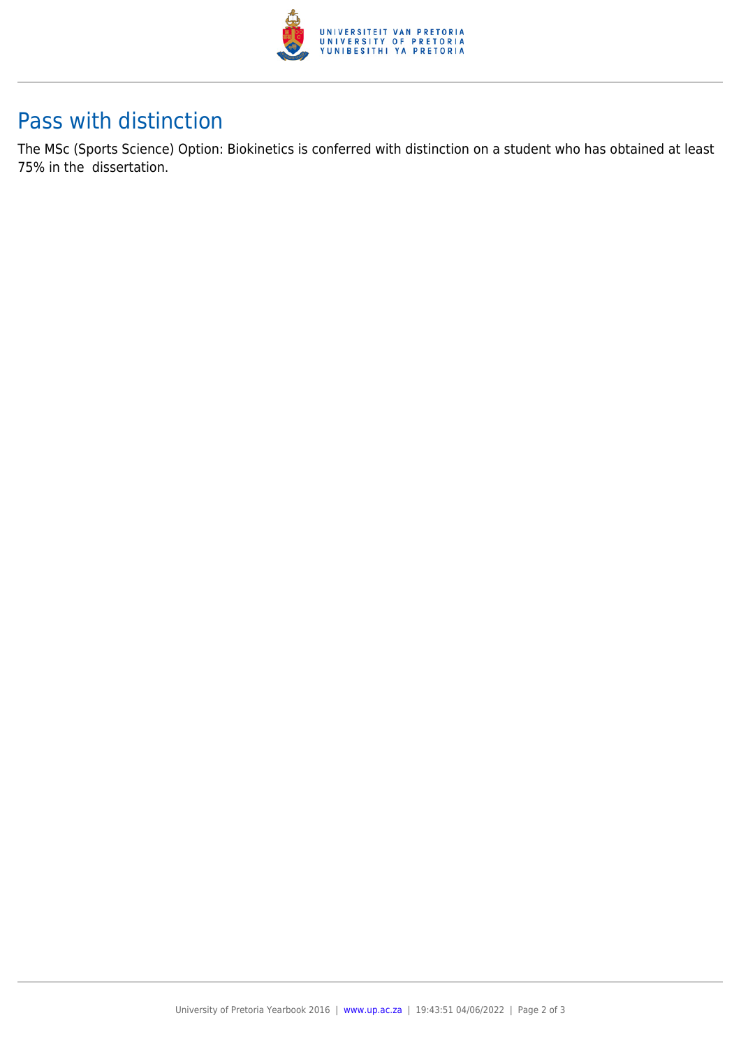## Pass with distinction

The MSc (Sports Science) Option: Biokinetics is conferred with distinction on a student who has obtained at least 75% in the dissertation.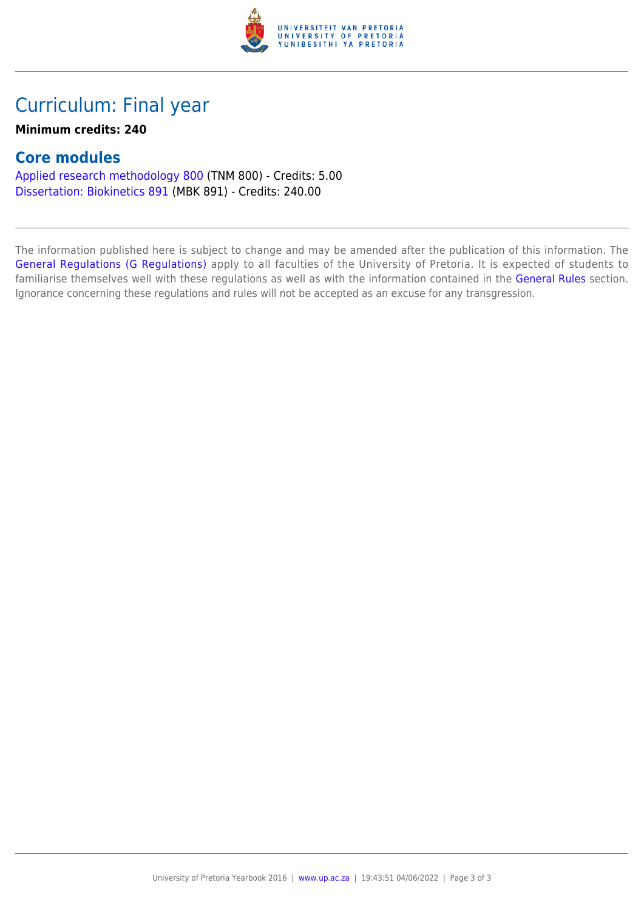# Curriculum: Final year

**Minimum credits: 240**

## Core modules

Applied research methodology 800 (TNM 800) - Credits: 5.00
Dissertation: Biokinetics 891 (MBK 891) - Credits: 240.00

The information published here is subject to change and may be amended after the publication of this information. The General Regulations (G Regulations) apply to all faculties of the University of Pretoria. It is expected of students to familiarise themselves well with these regulations as well as with the information contained in the General Rules section. Ignorance concerning these regulations and rules will not be accepted as an excuse for any transgression.